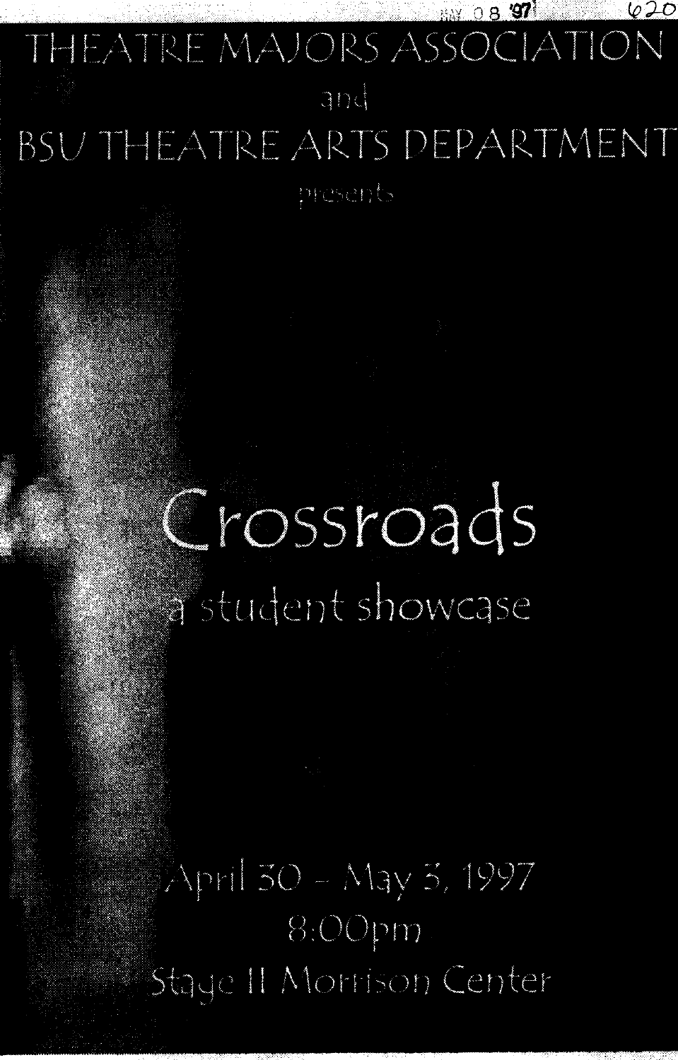MAY 08 '97 620

# THEATRE MAJORS ASSOCIATION

and

# BSU THEATRE ARTS DEPARTMENT

presents

# Crossroads

## a student showcase

April 30 – May 3, 1997

8:00pm

Stage II Morrison Center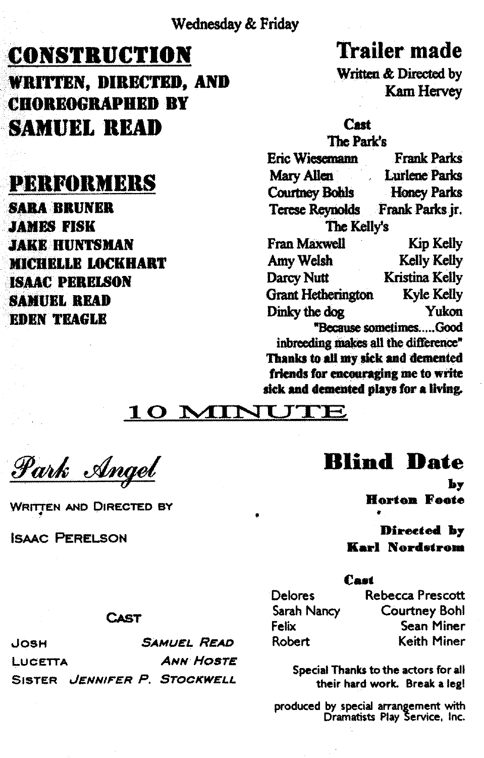Wednesday & Friday

## CONSTRUCTION

**WRITTEN, DIRECTED, AND CHOREOGRAPHED BY**

## SAMUEL READ

## PERFORMERS

**SARA BRUNER**
**JAMES FISK**
**JAKE HUNTSMAN**
**MICHELLE LOCKHART**
**ISAAC PERELSON**
**SAMUEL READ**
**EDEN TEAGLE**

## Trailer made

Written & Directed by
Kam Hervey

**Cast**

The Park's

| | |
|---|---|
| Eric Wiesemann | Frank Parks |
| Mary Allen | Lurlene Parks |
| Courtney Bohls | Honey Parks |
| Terese Reynolds | Frank Parks jr. |

The Kelly's

| | |
|---|---|
| Fran Maxwell | Kip Kelly |
| Amy Welsh | Kelly Kelly |
| Darcy Nutt | Kristina Kelly |
| Grant Hetherington | Kyle Kelly |
| Dinky the dog | Yukon |

"Because sometimes.....Good inbreeding makes all the difference"

**Thanks to all my sick and demented friends for encouraging me to write sick and demented plays for a living.**

## 10 MINUTE

## *Park Angel*

WRITTEN AND DIRECTED BY

ISAAC PERELSON

CAST

| | |
|---|---|
| JOSH | *SAMUEL READ* |
| LUCETTA | *ANN HOSTE* |
| SISTER | *JENNIFER P. STOCKWELL* |

## Blind Date

**by**
**Horton Foote**

**Directed by**
**Karl Nordstrom**

**Cast**

| | |
|---|---|
| Delores | Rebecca Prescott |
| Sarah Nancy | Courtney Bohl |
| Felix | Sean Miner |
| Robert | Keith Miner |

Special Thanks to the actors for all their hard work. Break a leg!

produced by special arrangement with Dramatists Play Service, Inc.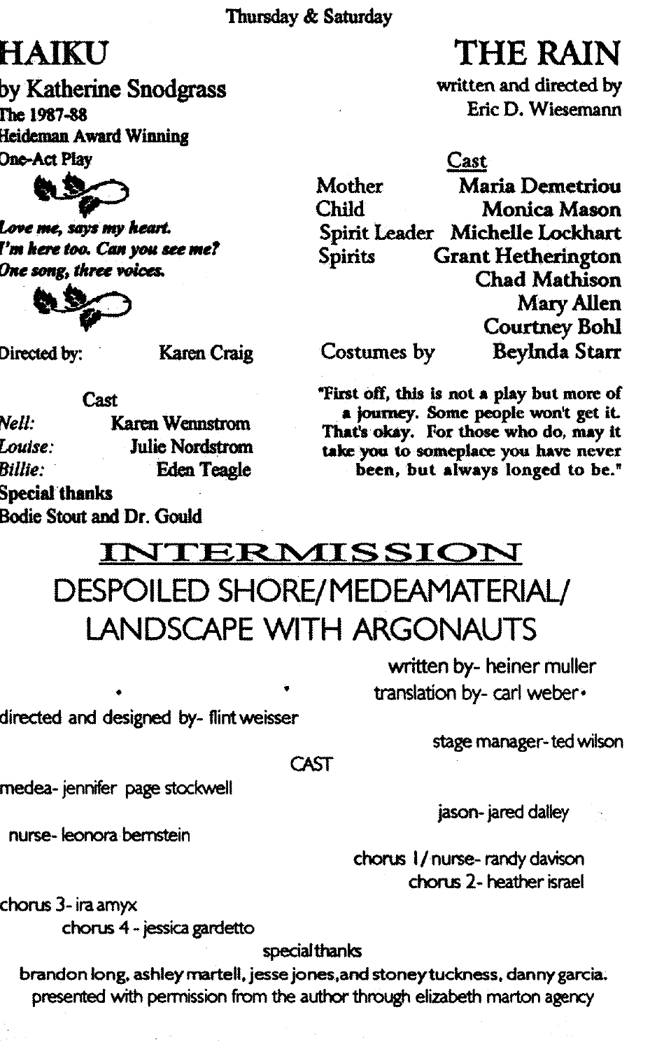Thursday & Saturday

# HAIKU

by Katherine Snodgrass

The 1987-88
Heideman Award Winning
One-Act Play

*Love me, says my heart.*
*I'm here too. Can you see me?*
*One song, three voices.*

Directed by: Karen Craig

Cast

*Nell:* Karen Wennstrom
*Louise:* Julie Nordstrom
*Billie:* Eden Teagle

**Special thanks**
Bodie Stout and Dr. Gould

# THE RAIN

written and directed by
Eric D. Wiesemann

Cast

Mother — Maria Demetriou
Child — Monica Mason
Spirit Leader — Michelle Lockhart
Spirits — Grant Hetherington, Chad Mathison, Mary Allen, Courtney Bohl

Costumes by — Beylnda Starr

**"First off, this is not a play but more of a journey. Some people won't get it. That's okay. For those who do, may it take you to someplace you have never been, but always longed to be."**

## INTERMISSION

## DESPOILED SHORE/MEDEAMATERIAL/ LANDSCAPE WITH ARGONAUTS

written by- heiner muller
translation by- carl weber

directed and designed by- flint weisser

stage manager- ted wilson

CAST

medea- jennifer page stockwell
jason- jared dalley
nurse- leonora bernstein
chorus 1/nurse- randy davison
chorus 2- heather israel
chorus 3- ira amyx
chorus 4 - jessica gardetto

special thanks

brandon long, ashley martell, jesse jones, and stoney tuckness, danny garcia.
presented with permission from the author through elizabeth marton agency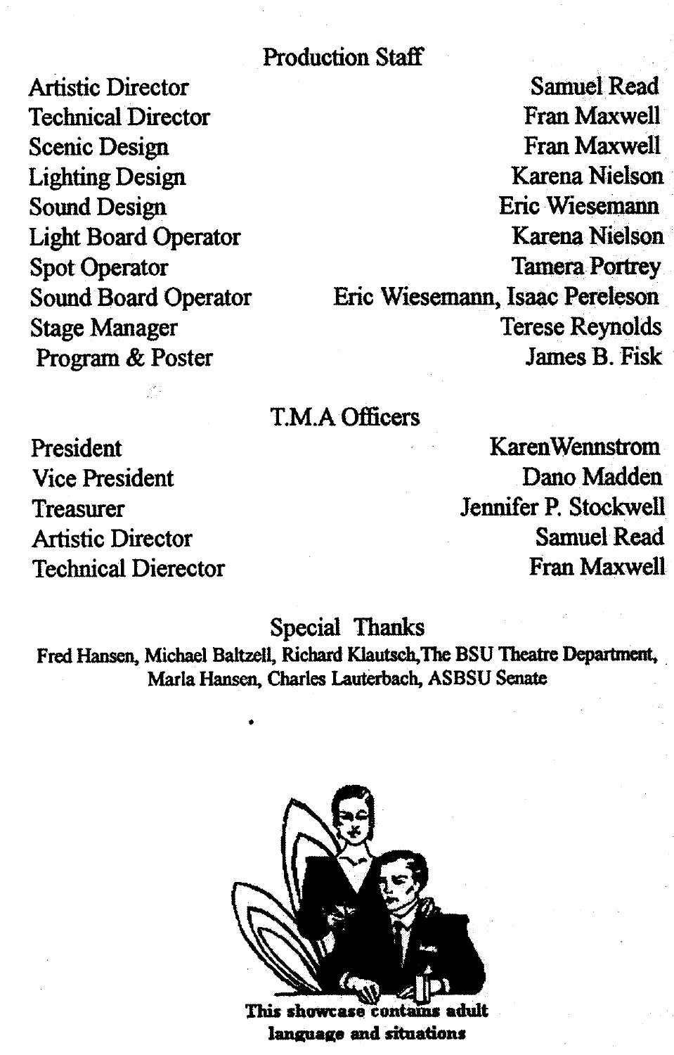## Production Staff

| | |
|---|---|
| Artistic Director | Samuel Read |
| Technical Director | Fran Maxwell |
| Scenic Design | Fran Maxwell |
| Lighting Design | Karena Nielson |
| Sound Design | Eric Wiesemann |
| Light Board Operator | Karena Nielson |
| Spot Operator | Tamera Portrey |
| Sound Board Operator | Eric Wiesemann, Isaac Pereleson |
| Stage Manager | Terese Reynolds |
| Program & Poster | James B. Fisk |

## T.M.A Officers

| | |
|---|---|
| President | KarenWennstrom |
| Vice President | Dano Madden |
| Treasurer | Jennifer P. Stockwell |
| Artistic Director | Samuel Read |
| Technical Dierector | Fran Maxwell |

## Special Thanks

Fred Hansen, Michael Baltzell, Richard Klautsch,The BSU Theatre Department, Marla Hansen, Charles Lauterbach, ASBSU Senate

**This showcase contains adult language and situations**